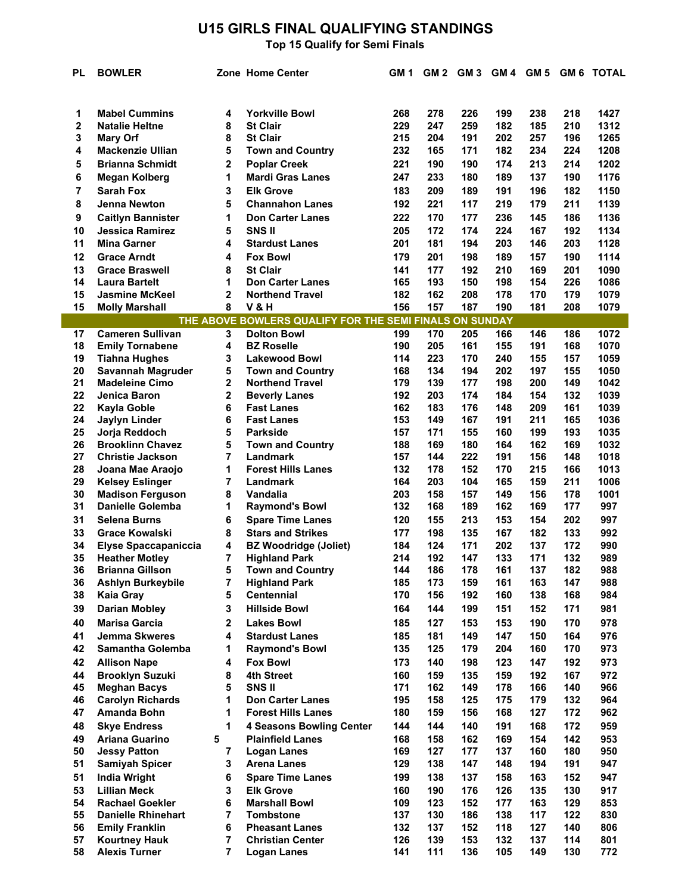# U15 GIRLS FINAL QUALIFYING STANDINGS

## Top 15 Qualify for Semi Finals

| PL | BOWLER | Zone | Home Center | GM 1 | GM 2 | GM 3 | GM 4 | GM 5 | GM 6 | TOTAL |
|---|---|---|---|---|---|---|---|---|---|---|
| 1 | Mabel Cummins | 4 | Yorkville Bowl | 268 | 278 | 226 | 199 | 238 | 218 | 1427 |
| 2 | Natalie Heltne | 8 | St Clair | 229 | 247 | 259 | 182 | 185 | 210 | 1312 |
| 3 | Mary Orf | 8 | St Clair | 215 | 204 | 191 | 202 | 257 | 196 | 1265 |
| 4 | Mackenzie Ullian | 5 | Town and Country | 232 | 165 | 171 | 182 | 234 | 224 | 1208 |
| 5 | Brianna Schmidt | 2 | Poplar Creek | 221 | 190 | 190 | 174 | 213 | 214 | 1202 |
| 6 | Megan Kolberg | 1 | Mardi Gras Lanes | 247 | 233 | 180 | 189 | 137 | 190 | 1176 |
| 7 | Sarah Fox | 3 | Elk Grove | 183 | 209 | 189 | 191 | 196 | 182 | 1150 |
| 8 | Jenna Newton | 5 | Channahon Lanes | 192 | 221 | 117 | 219 | 179 | 211 | 1139 |
| 9 | Caitlyn Bannister | 1 | Don Carter Lanes | 222 | 170 | 177 | 236 | 145 | 186 | 1136 |
| 10 | Jessica Ramirez | 5 | SNS II | 205 | 172 | 174 | 224 | 167 | 192 | 1134 |
| 11 | Mina Garner | 4 | Stardust Lanes | 201 | 181 | 194 | 203 | 146 | 203 | 1128 |
| 12 | Grace Arndt | 4 | Fox Bowl | 179 | 201 | 198 | 189 | 157 | 190 | 1114 |
| 13 | Grace Braswell | 8 | St Clair | 141 | 177 | 192 | 210 | 169 | 201 | 1090 |
| 14 | Laura Bartelt | 1 | Don Carter Lanes | 165 | 193 | 150 | 198 | 154 | 226 | 1086 |
| 15 | Jasmine McKeel | 2 | Northend Travel | 182 | 162 | 208 | 178 | 170 | 179 | 1079 |
| 15 | Molly Marshall | 8 | V & H | 156 | 157 | 187 | 190 | 181 | 208 | 1079 |
| | THE ABOVE BOWLERS QUALIFY FOR THE SEMI FINALS ON SUNDAY | | | | | | | | | |
| 17 | Cameren Sullivan | 3 | Dolton Bowl | 199 | 170 | 205 | 166 | 146 | 186 | 1072 |
| 18 | Emily Tornabene | 4 | BZ Roselle | 190 | 205 | 161 | 155 | 191 | 168 | 1070 |
| 19 | Tiahna Hughes | 3 | Lakewood Bowl | 114 | 223 | 170 | 240 | 155 | 157 | 1059 |
| 20 | Savannah Magruder | 5 | Town and Country | 168 | 134 | 194 | 202 | 197 | 155 | 1050 |
| 21 | Madeleine Cimo | 2 | Northend Travel | 179 | 139 | 177 | 198 | 200 | 149 | 1042 |
| 22 | Jenica Baron | 2 | Beverly Lanes | 192 | 203 | 174 | 184 | 154 | 132 | 1039 |
| 22 | Kayla Goble | 6 | Fast Lanes | 162 | 183 | 176 | 148 | 209 | 161 | 1039 |
| 24 | Jaylyn Linder | 6 | Fast Lanes | 153 | 149 | 167 | 191 | 211 | 165 | 1036 |
| 25 | Jorja Reddoch | 5 | Parkside | 157 | 171 | 155 | 160 | 199 | 193 | 1035 |
| 26 | Brooklinn Chavez | 5 | Town and Country | 188 | 169 | 180 | 164 | 162 | 169 | 1032 |
| 27 | Christie Jackson | 7 | Landmark | 157 | 144 | 222 | 191 | 156 | 148 | 1018 |
| 28 | Joana Mae Araojo | 1 | Forest Hills Lanes | 132 | 178 | 152 | 170 | 215 | 166 | 1013 |
| 29 | Kelsey Eslinger | 7 | Landmark | 164 | 203 | 104 | 165 | 159 | 211 | 1006 |
| 30 | Madison Ferguson | 8 | Vandalia | 203 | 158 | 157 | 149 | 156 | 178 | 1001 |
| 31 | Danielle Golemba | 1 | Raymond's Bowl | 132 | 168 | 189 | 162 | 169 | 177 | 997 |
| 31 | Selena Burns | 6 | Spare Time Lanes | 120 | 155 | 213 | 153 | 154 | 202 | 997 |
| 33 | Grace Kowalski | 8 | Stars and Strikes | 177 | 198 | 135 | 167 | 182 | 133 | 992 |
| 34 | Elyse Spaccapaniccia | 4 | BZ Woodridge (Joliet) | 184 | 124 | 171 | 202 | 137 | 172 | 990 |
| 35 | Heather Motley | 7 | Highland Park | 214 | 192 | 147 | 133 | 171 | 132 | 989 |
| 36 | Brianna Gillson | 5 | Town and Country | 144 | 186 | 178 | 161 | 137 | 182 | 988 |
| 36 | Ashlyn Burkeybile | 7 | Highland Park | 185 | 173 | 159 | 161 | 163 | 147 | 988 |
| 38 | Kaia Gray | 5 | Centennial | 170 | 156 | 192 | 160 | 138 | 168 | 984 |
| 39 | Darian Mobley | 3 | Hillside Bowl | 164 | 144 | 199 | 151 | 152 | 171 | 981 |
| 40 | Marisa Garcia | 2 | Lakes Bowl | 185 | 127 | 153 | 153 | 190 | 170 | 978 |
| 41 | Jemma Skweres | 4 | Stardust Lanes | 185 | 181 | 149 | 147 | 150 | 164 | 976 |
| 42 | Samantha Golemba | 1 | Raymond's Bowl | 135 | 125 | 179 | 204 | 160 | 170 | 973 |
| 42 | Allison Nape | 4 | Fox Bowl | 173 | 140 | 198 | 123 | 147 | 192 | 973 |
| 44 | Brooklyn Suzuki | 8 | 4th Street | 160 | 159 | 135 | 159 | 192 | 167 | 972 |
| 45 | Meghan Bacys | 5 | SNS II | 171 | 162 | 149 | 178 | 166 | 140 | 966 |
| 46 | Carolyn Richards | 1 | Don Carter Lanes | 195 | 158 | 125 | 175 | 179 | 132 | 964 |
| 47 | Amanda Bohn | 1 | Forest Hills Lanes | 180 | 159 | 156 | 168 | 127 | 172 | 962 |
| 48 | Skye Endress | 1 | 4 Seasons Bowling Center | 144 | 144 | 140 | 191 | 168 | 172 | 959 |
| 49 | Ariana Guarino | 5 | Plainfield Lanes | 168 | 158 | 162 | 169 | 154 | 142 | 953 |
| 50 | Jessy Patton | 7 | Logan Lanes | 169 | 127 | 177 | 137 | 160 | 180 | 950 |
| 51 | Samiyah Spicer | 3 | Arena Lanes | 129 | 138 | 147 | 148 | 194 | 191 | 947 |
| 51 | India Wright | 6 | Spare Time Lanes | 199 | 138 | 137 | 158 | 163 | 152 | 947 |
| 53 | Lillian Meck | 3 | Elk Grove | 160 | 190 | 176 | 126 | 135 | 130 | 917 |
| 54 | Rachael Goekler | 6 | Marshall Bowl | 109 | 123 | 152 | 177 | 163 | 129 | 853 |
| 55 | Danielle Rhinehart | 7 | Tombstone | 137 | 130 | 186 | 138 | 117 | 122 | 830 |
| 56 | Emily Franklin | 6 | Pheasant Lanes | 132 | 137 | 152 | 118 | 127 | 140 | 806 |
| 57 | Kourtney Hauk | 7 | Christian Center | 126 | 139 | 153 | 132 | 137 | 114 | 801 |
| 58 | Alexis Turner | 7 | Logan Lanes | 141 | 111 | 136 | 105 | 149 | 130 | 772 |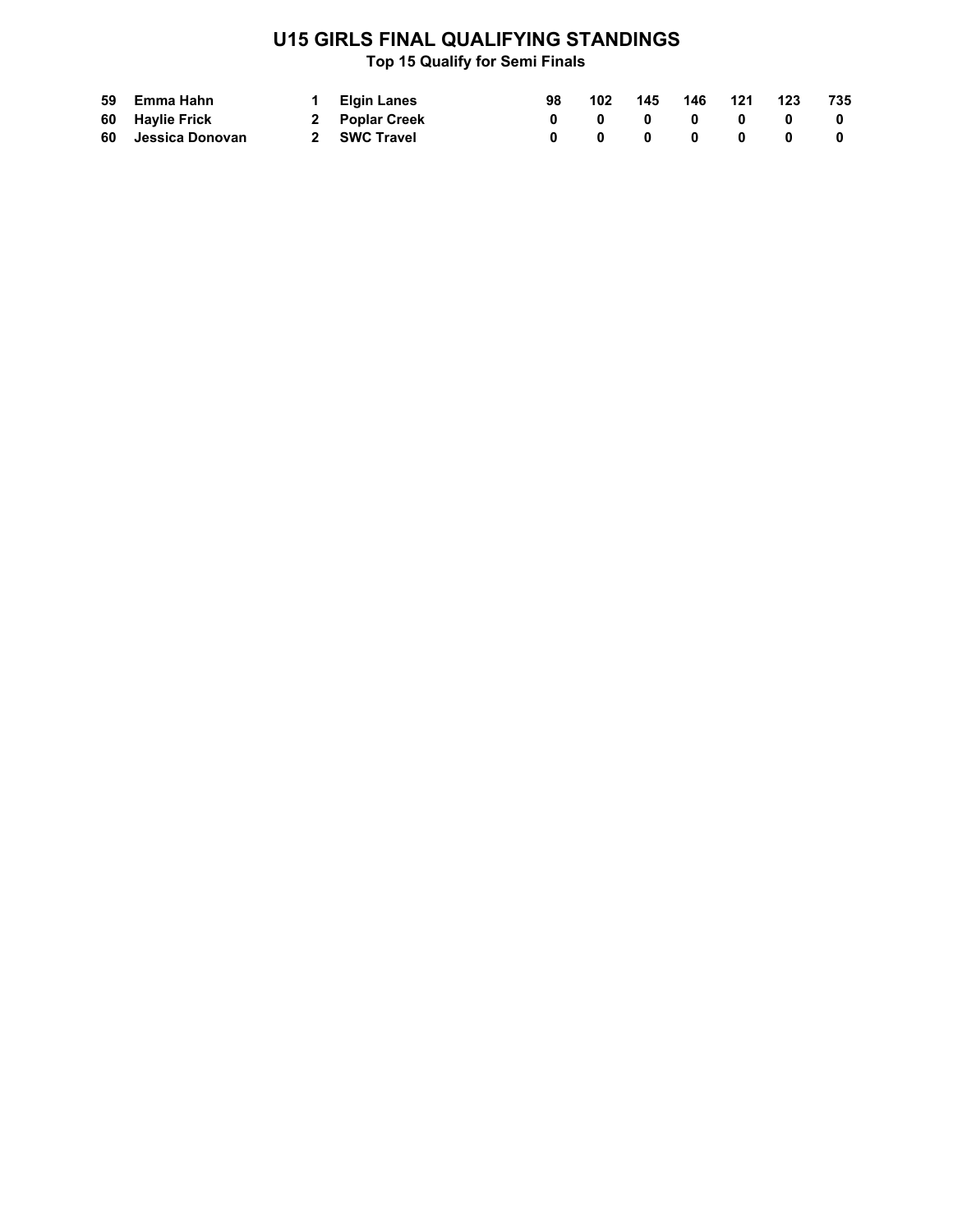# U15 GIRLS FINAL QUALIFYING STANDINGS

### Top 15 Qualify for Semi Finals

| | | | | | | | | | | |
|---|---|---|---|---|---|---|---|---|---|---|
| 59 | Emma Hahn | 1 | Elgin Lanes | 98 | 102 | 145 | 146 | 121 | 123 | 735 |
| 60 | Haylie Frick | 2 | Poplar Creek | 0 | 0 | 0 | 0 | 0 | 0 | 0 |
| 60 | Jessica Donovan | 2 | SWC Travel | 0 | 0 | 0 | 0 | 0 | 0 | 0 |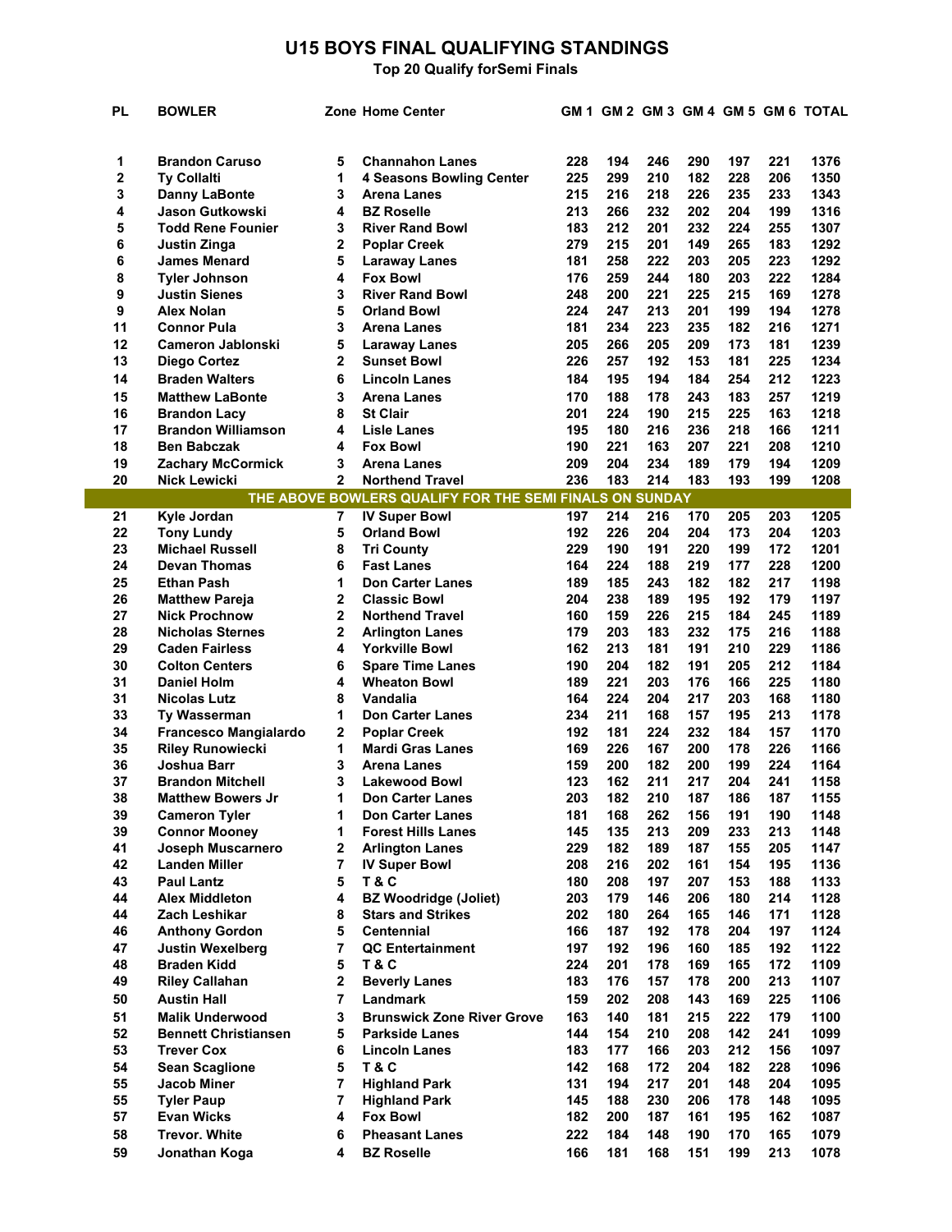# U15 BOYS FINAL QUALIFYING STANDINGS

**Top 20 Qualify forSemi Finals**

| PL | BOWLER | Zone | Home Center | GM 1 | GM 2 | GM 3 | GM 4 | GM 5 | GM 6 | TOTAL |
|---|---|---|---|---|---|---|---|---|---|---|
| 1 | Brandon Caruso | 5 | Channahon Lanes | 228 | 194 | 246 | 290 | 197 | 221 | 1376 |
| 2 | Ty Collalti | 1 | 4 Seasons Bowling Center | 225 | 299 | 210 | 182 | 228 | 206 | 1350 |
| 3 | Danny LaBonte | 3 | Arena Lanes | 215 | 216 | 218 | 226 | 235 | 233 | 1343 |
| 4 | Jason Gutkowski | 4 | BZ Roselle | 213 | 266 | 232 | 202 | 204 | 199 | 1316 |
| 5 | Todd Rene Founier | 3 | River Rand Bowl | 183 | 212 | 201 | 232 | 224 | 255 | 1307 |
| 6 | Justin Zinga | 2 | Poplar Creek | 279 | 215 | 201 | 149 | 265 | 183 | 1292 |
| 6 | James Menard | 5 | Laraway Lanes | 181 | 258 | 222 | 203 | 205 | 223 | 1292 |
| 8 | Tyler Johnson | 4 | Fox Bowl | 176 | 259 | 244 | 180 | 203 | 222 | 1284 |
| 9 | Justin Sienes | 3 | River Rand Bowl | 248 | 200 | 221 | 225 | 215 | 169 | 1278 |
| 9 | Alex Nolan | 5 | Orland Bowl | 224 | 247 | 213 | 201 | 199 | 194 | 1278 |
| 11 | Connor Pula | 3 | Arena Lanes | 181 | 234 | 223 | 235 | 182 | 216 | 1271 |
| 12 | Cameron Jablonski | 5 | Laraway Lanes | 205 | 266 | 205 | 209 | 173 | 181 | 1239 |
| 13 | Diego Cortez | 2 | Sunset Bowl | 226 | 257 | 192 | 153 | 181 | 225 | 1234 |
| 14 | Braden Walters | 6 | Lincoln Lanes | 184 | 195 | 194 | 184 | 254 | 212 | 1223 |
| 15 | Matthew LaBonte | 3 | Arena Lanes | 170 | 188 | 178 | 243 | 183 | 257 | 1219 |
| 16 | Brandon Lacy | 8 | St Clair | 201 | 224 | 190 | 215 | 225 | 163 | 1218 |
| 17 | Brandon Williamson | 4 | Lisle Lanes | 195 | 180 | 216 | 236 | 218 | 166 | 1211 |
| 18 | Ben Babczak | 4 | Fox Bowl | 190 | 221 | 163 | 207 | 221 | 208 | 1210 |
| 19 | Zachary McCormick | 3 | Arena Lanes | 209 | 204 | 234 | 189 | 179 | 194 | 1209 |
| 20 | Nick Lewicki | 2 | Northend Travel | 236 | 183 | 214 | 183 | 193 | 199 | 1208 |
| | **THE ABOVE BOWLERS QUALIFY FOR THE SEMI FINALS ON SUNDAY** | | | | | | | | | |
| 21 | Kyle Jordan | 7 | IV Super Bowl | 197 | 214 | 216 | 170 | 205 | 203 | 1205 |
| 22 | Tony Lundy | 5 | Orland Bowl | 192 | 226 | 204 | 204 | 173 | 204 | 1203 |
| 23 | Michael Russell | 8 | Tri County | 229 | 190 | 191 | 220 | 199 | 172 | 1201 |
| 24 | Devan Thomas | 6 | Fast Lanes | 164 | 224 | 188 | 219 | 177 | 228 | 1200 |
| 25 | Ethan Pash | 1 | Don Carter Lanes | 189 | 185 | 243 | 182 | 182 | 217 | 1198 |
| 26 | Matthew Pareja | 2 | Classic Bowl | 204 | 238 | 189 | 195 | 192 | 179 | 1197 |
| 27 | Nick Prochnow | 2 | Northend Travel | 160 | 159 | 226 | 215 | 184 | 245 | 1189 |
| 28 | Nicholas Sternes | 2 | Arlington Lanes | 179 | 203 | 183 | 232 | 175 | 216 | 1188 |
| 29 | Caden Fairless | 4 | Yorkville Bowl | 162 | 213 | 181 | 191 | 210 | 229 | 1186 |
| 30 | Colton Centers | 6 | Spare Time Lanes | 190 | 204 | 182 | 191 | 205 | 212 | 1184 |
| 31 | Daniel Holm | 4 | Wheaton Bowl | 189 | 221 | 203 | 176 | 166 | 225 | 1180 |
| 31 | Nicolas Lutz | 8 | Vandalia | 164 | 224 | 204 | 217 | 203 | 168 | 1180 |
| 33 | Ty Wasserman | 1 | Don Carter Lanes | 234 | 211 | 168 | 157 | 195 | 213 | 1178 |
| 34 | Francesco Mangialardo | 2 | Poplar Creek | 192 | 181 | 224 | 232 | 184 | 157 | 1170 |
| 35 | Riley Runowiecki | 1 | Mardi Gras Lanes | 169 | 226 | 167 | 200 | 178 | 226 | 1166 |
| 36 | Joshua Barr | 3 | Arena Lanes | 159 | 200 | 182 | 200 | 199 | 224 | 1164 |
| 37 | Brandon Mitchell | 3 | Lakewood Bowl | 123 | 162 | 211 | 217 | 204 | 241 | 1158 |
| 38 | Matthew Bowers Jr | 1 | Don Carter Lanes | 203 | 182 | 210 | 187 | 186 | 187 | 1155 |
| 39 | Cameron Tyler | 1 | Don Carter Lanes | 181 | 168 | 262 | 156 | 191 | 190 | 1148 |
| 39 | Connor Mooney | 1 | Forest Hills Lanes | 145 | 135 | 213 | 209 | 233 | 213 | 1148 |
| 41 | Joseph Muscarnero | 2 | Arlington Lanes | 229 | 182 | 189 | 187 | 155 | 205 | 1147 |
| 42 | Landen Miller | 7 | IV Super Bowl | 208 | 216 | 202 | 161 | 154 | 195 | 1136 |
| 43 | Paul Lantz | 5 | T & C | 180 | 208 | 197 | 207 | 153 | 188 | 1133 |
| 44 | Alex Middleton | 4 | BZ Woodridge (Joliet) | 203 | 179 | 146 | 206 | 180 | 214 | 1128 |
| 44 | Zach Leshikar | 8 | Stars and Strikes | 202 | 180 | 264 | 165 | 146 | 171 | 1128 |
| 46 | Anthony Gordon | 5 | Centennial | 166 | 187 | 192 | 178 | 204 | 197 | 1124 |
| 47 | Justin Wexelberg | 7 | QC Entertainment | 197 | 192 | 196 | 160 | 185 | 192 | 1122 |
| 48 | Braden Kidd | 5 | T & C | 224 | 201 | 178 | 169 | 165 | 172 | 1109 |
| 49 | Riley Callahan | 2 | Beverly Lanes | 183 | 176 | 157 | 178 | 200 | 213 | 1107 |
| 50 | Austin Hall | 7 | Landmark | 159 | 202 | 208 | 143 | 169 | 225 | 1106 |
| 51 | Malik Underwood | 3 | Brunswick Zone River Grove | 163 | 140 | 181 | 215 | 222 | 179 | 1100 |
| 52 | Bennett Christiansen | 5 | Parkside Lanes | 144 | 154 | 210 | 208 | 142 | 241 | 1099 |
| 53 | Trever Cox | 6 | Lincoln Lanes | 183 | 177 | 166 | 203 | 212 | 156 | 1097 |
| 54 | Sean Scaglione | 5 | T & C | 142 | 168 | 172 | 204 | 182 | 228 | 1096 |
| 55 | Jacob Miner | 7 | Highland Park | 131 | 194 | 217 | 201 | 148 | 204 | 1095 |
| 55 | Tyler Paup | 7 | Highland Park | 145 | 188 | 230 | 206 | 178 | 148 | 1095 |
| 57 | Evan Wicks | 4 | Fox Bowl | 182 | 200 | 187 | 161 | 195 | 162 | 1087 |
| 58 | Trevor. White | 6 | Pheasant Lanes | 222 | 184 | 148 | 190 | 170 | 165 | 1079 |
| 59 | Jonathan Koga | 4 | BZ Roselle | 166 | 181 | 168 | 151 | 199 | 213 | 1078 |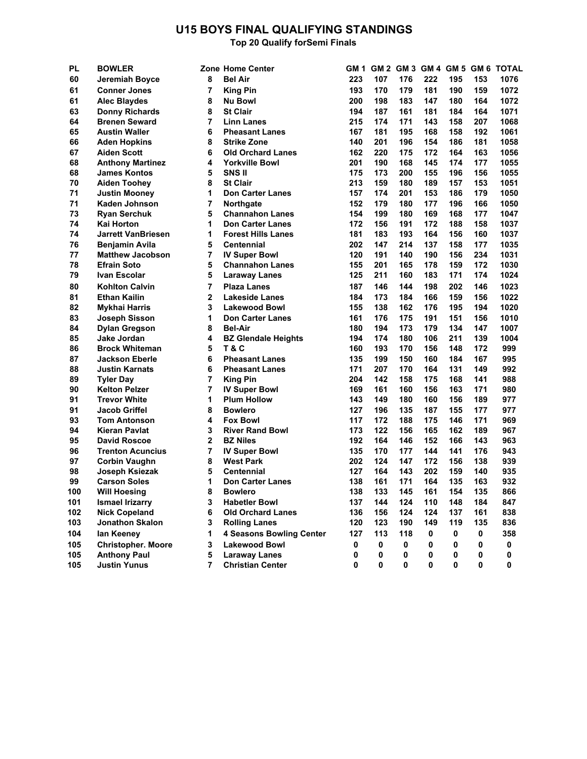# U15 BOYS FINAL QUALIFYING STANDINGS

**Top 20 Qualify forSemi Finals**

| PL | BOWLER | Zone | Home Center | GM 1 | GM 2 | GM 3 | GM 4 | GM 5 | GM 6 | TOTAL |
|---|---|---|---|---|---|---|---|---|---|---|
| 60 | Jeremiah Boyce | 8 | Bel Air | 223 | 107 | 176 | 222 | 195 | 153 | 1076 |
| 61 | Conner Jones | 7 | King Pin | 193 | 170 | 179 | 181 | 190 | 159 | 1072 |
| 61 | Alec Blaydes | 8 | Nu Bowl | 200 | 198 | 183 | 147 | 180 | 164 | 1072 |
| 63 | Donny Richards | 8 | St Clair | 194 | 187 | 161 | 181 | 184 | 164 | 1071 |
| 64 | Brenen Seward | 7 | Linn Lanes | 215 | 174 | 171 | 143 | 158 | 207 | 1068 |
| 65 | Austin Waller | 6 | Pheasant Lanes | 167 | 181 | 195 | 168 | 158 | 192 | 1061 |
| 66 | Aden Hopkins | 8 | Strike Zone | 140 | 201 | 196 | 154 | 186 | 181 | 1058 |
| 67 | Aiden Scott | 6 | Old Orchard Lanes | 162 | 220 | 175 | 172 | 164 | 163 | 1056 |
| 68 | Anthony Martinez | 4 | Yorkville Bowl | 201 | 190 | 168 | 145 | 174 | 177 | 1055 |
| 68 | James Kontos | 5 | SNS II | 175 | 173 | 200 | 155 | 196 | 156 | 1055 |
| 70 | Aiden Toohey | 8 | St Clair | 213 | 159 | 180 | 189 | 157 | 153 | 1051 |
| 71 | Justin Mooney | 1 | Don Carter Lanes | 157 | 174 | 201 | 153 | 186 | 179 | 1050 |
| 71 | Kaden Johnson | 7 | Northgate | 152 | 179 | 180 | 177 | 196 | 166 | 1050 |
| 73 | Ryan Serchuk | 5 | Channahon Lanes | 154 | 199 | 180 | 169 | 168 | 177 | 1047 |
| 74 | Kai Horton | 1 | Don Carter Lanes | 172 | 156 | 191 | 172 | 188 | 158 | 1037 |
| 74 | Jarrett VanBriesen | 1 | Forest Hills Lanes | 181 | 183 | 193 | 164 | 156 | 160 | 1037 |
| 76 | Benjamin Avila | 5 | Centennial | 202 | 147 | 214 | 137 | 158 | 177 | 1035 |
| 77 | Matthew Jacobson | 7 | IV Super Bowl | 120 | 191 | 140 | 190 | 156 | 234 | 1031 |
| 78 | Efrain Soto | 5 | Channahon Lanes | 155 | 201 | 165 | 178 | 159 | 172 | 1030 |
| 79 | Ivan Escolar | 5 | Laraway Lanes | 125 | 211 | 160 | 183 | 171 | 174 | 1024 |
| 80 | Kohlton Calvin | 7 | Plaza Lanes | 187 | 146 | 144 | 198 | 202 | 146 | 1023 |
| 81 | Ethan Kailin | 2 | Lakeside Lanes | 184 | 173 | 184 | 166 | 159 | 156 | 1022 |
| 82 | Mykhai Harris | 3 | Lakewood Bowl | 155 | 138 | 162 | 176 | 195 | 194 | 1020 |
| 83 | Joseph Sisson | 1 | Don Carter Lanes | 161 | 176 | 175 | 191 | 151 | 156 | 1010 |
| 84 | Dylan Gregson | 8 | Bel-Air | 180 | 194 | 173 | 179 | 134 | 147 | 1007 |
| 85 | Jake Jordan | 4 | BZ Glendale Heights | 194 | 174 | 180 | 106 | 211 | 139 | 1004 |
| 86 | Brock Whiteman | 5 | T & C | 160 | 193 | 170 | 156 | 148 | 172 | 999 |
| 87 | Jackson Eberle | 6 | Pheasant Lanes | 135 | 199 | 150 | 160 | 184 | 167 | 995 |
| 88 | Justin Karnats | 6 | Pheasant Lanes | 171 | 207 | 170 | 164 | 131 | 149 | 992 |
| 89 | Tyler Day | 7 | King Pin | 204 | 142 | 158 | 175 | 168 | 141 | 988 |
| 90 | Kelton Pelzer | 7 | IV Super Bowl | 169 | 161 | 160 | 156 | 163 | 171 | 980 |
| 91 | Trevor White | 1 | Plum Hollow | 143 | 149 | 180 | 160 | 156 | 189 | 977 |
| 91 | Jacob Griffel | 8 | Bowlero | 127 | 196 | 135 | 187 | 155 | 177 | 977 |
| 93 | Tom Antonson | 4 | Fox Bowl | 117 | 172 | 188 | 175 | 146 | 171 | 969 |
| 94 | Kieran Pavlat | 3 | River Rand Bowl | 173 | 122 | 156 | 165 | 162 | 189 | 967 |
| 95 | David Roscoe | 2 | BZ Niles | 192 | 164 | 146 | 152 | 166 | 143 | 963 |
| 96 | Trenton Acuncius | 7 | IV Super Bowl | 135 | 170 | 177 | 144 | 141 | 176 | 943 |
| 97 | Corbin Vaughn | 8 | West Park | 202 | 124 | 147 | 172 | 156 | 138 | 939 |
| 98 | Joseph Ksiezak | 5 | Centennial | 127 | 164 | 143 | 202 | 159 | 140 | 935 |
| 99 | Carson Soles | 1 | Don Carter Lanes | 138 | 161 | 171 | 164 | 135 | 163 | 932 |
| 100 | Will Hoesing | 8 | Bowlero | 138 | 133 | 145 | 161 | 154 | 135 | 866 |
| 101 | Ismael Irizarry | 3 | Habetler Bowl | 137 | 144 | 124 | 110 | 148 | 184 | 847 |
| 102 | Nick Copeland | 6 | Old Orchard Lanes | 136 | 156 | 124 | 124 | 137 | 161 | 838 |
| 103 | Jonathon Skalon | 3 | Rolling Lanes | 120 | 123 | 190 | 149 | 119 | 135 | 836 |
| 104 | Ian Keeney | 1 | 4 Seasons Bowling Center | 127 | 113 | 118 | 0 | 0 | 0 | 358 |
| 105 | Christopher. Moore | 3 | Lakewood Bowl | 0 | 0 | 0 | 0 | 0 | 0 | 0 |
| 105 | Anthony Paul | 5 | Laraway Lanes | 0 | 0 | 0 | 0 | 0 | 0 | 0 |
| 105 | Justin Yunus | 7 | Christian Center | 0 | 0 | 0 | 0 | 0 | 0 | 0 |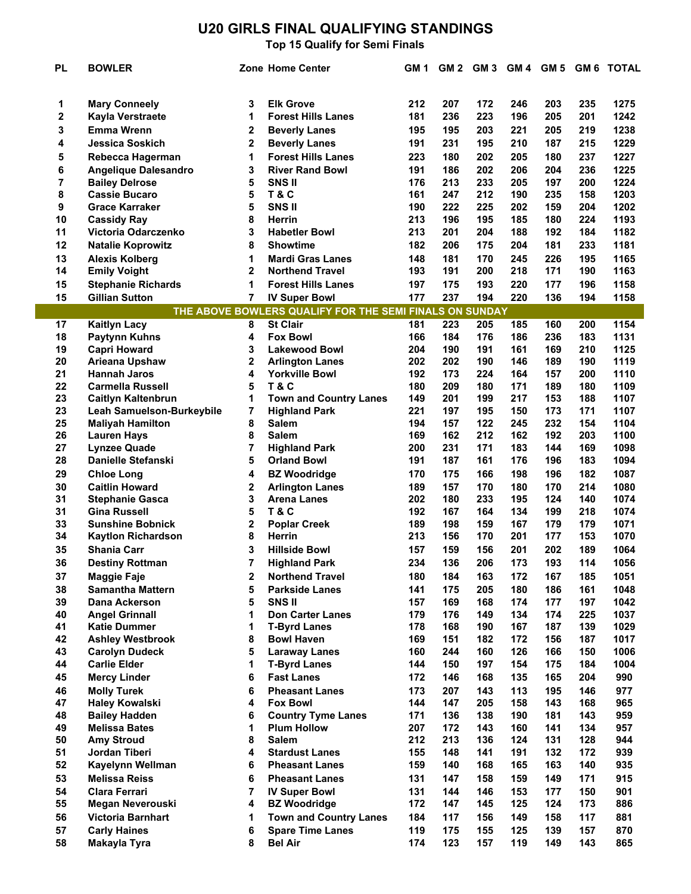# U20 GIRLS FINAL QUALIFYING STANDINGS

**Top 15 Qualify for Semi Finals**

| PL | BOWLER | Zone | Home Center | GM 1 | GM 2 | GM 3 | GM 4 | GM 5 | GM 6 | TOTAL |
|---|---|---|---|---|---|---|---|---|---|---|
| 1 | Mary Conneely | 3 | Elk Grove | 212 | 207 | 172 | 246 | 203 | 235 | 1275 |
| 2 | Kayla Verstraete | 1 | Forest Hills Lanes | 181 | 236 | 223 | 196 | 205 | 201 | 1242 |
| 3 | Emma Wrenn | 2 | Beverly Lanes | 195 | 195 | 203 | 221 | 205 | 219 | 1238 |
| 4 | Jessica Soskich | 2 | Beverly Lanes | 191 | 231 | 195 | 210 | 187 | 215 | 1229 |
| 5 | Rebecca Hagerman | 1 | Forest Hills Lanes | 223 | 180 | 202 | 205 | 180 | 237 | 1227 |
| 6 | Angelique Dalesandro | 3 | River Rand Bowl | 191 | 186 | 202 | 206 | 204 | 236 | 1225 |
| 7 | Bailey Delrose | 5 | SNS II | 176 | 213 | 233 | 205 | 197 | 200 | 1224 |
| 8 | Cassie Bucaro | 5 | T & C | 161 | 247 | 212 | 190 | 235 | 158 | 1203 |
| 9 | Grace Karraker | 5 | SNS II | 190 | 222 | 225 | 202 | 159 | 204 | 1202 |
| 10 | Cassidy Ray | 8 | Herrin | 213 | 196 | 195 | 185 | 180 | 224 | 1193 |
| 11 | Victoria Odarczenko | 3 | Habetler Bowl | 213 | 201 | 204 | 188 | 192 | 184 | 1182 |
| 12 | Natalie Koprowitz | 8 | Showtime | 182 | 206 | 175 | 204 | 181 | 233 | 1181 |
| 13 | Alexis Kolberg | 1 | Mardi Gras Lanes | 148 | 181 | 170 | 245 | 226 | 195 | 1165 |
| 14 | Emily Voight | 2 | Northend Travel | 193 | 191 | 200 | 218 | 171 | 190 | 1163 |
| 15 | Stephanie Richards | 1 | Forest Hills Lanes | 197 | 175 | 193 | 220 | 177 | 196 | 1158 |
| 15 | Gillian Sutton | 7 | IV Super Bowl | 177 | 237 | 194 | 220 | 136 | 194 | 1158 |
| | **THE ABOVE BOWLERS QUALIFY FOR THE SEMI FINALS ON SUNDAY** | | | | | | | | | |
| 17 | Kaitlyn Lacy | 8 | St Clair | 181 | 223 | 205 | 185 | 160 | 200 | 1154 |
| 18 | Paytynn Kuhns | 4 | Fox Bowl | 166 | 184 | 176 | 186 | 236 | 183 | 1131 |
| 19 | Capri Howard | 3 | Lakewood Bowl | 204 | 190 | 191 | 161 | 169 | 210 | 1125 |
| 20 | Arieana Upshaw | 2 | Arlington Lanes | 202 | 202 | 190 | 146 | 189 | 190 | 1119 |
| 21 | Hannah Jaros | 4 | Yorkville Bowl | 192 | 173 | 224 | 164 | 157 | 200 | 1110 |
| 22 | Carmella Russell | 5 | T & C | 180 | 209 | 180 | 171 | 189 | 180 | 1109 |
| 23 | Caitlyn Kaltenbrun | 1 | Town and Country Lanes | 149 | 201 | 199 | 217 | 153 | 188 | 1107 |
| 23 | Leah Samuelson-Burkeybile | 7 | Highland Park | 221 | 197 | 195 | 150 | 173 | 171 | 1107 |
| 25 | Maliyah Hamilton | 8 | Salem | 194 | 157 | 122 | 245 | 232 | 154 | 1104 |
| 26 | Lauren Hays | 8 | Salem | 169 | 162 | 212 | 162 | 192 | 203 | 1100 |
| 27 | Lynzee Quade | 7 | Highland Park | 200 | 231 | 171 | 183 | 144 | 169 | 1098 |
| 28 | Danielle Stefanski | 5 | Orland Bowl | 191 | 187 | 161 | 176 | 196 | 183 | 1094 |
| 29 | Chloe Long | 4 | BZ Woodridge | 170 | 175 | 166 | 198 | 196 | 182 | 1087 |
| 30 | Caitlin Howard | 2 | Arlington Lanes | 189 | 157 | 170 | 180 | 170 | 214 | 1080 |
| 31 | Stephanie Gasca | 3 | Arena Lanes | 202 | 180 | 233 | 195 | 124 | 140 | 1074 |
| 31 | Gina Russell | 5 | T & C | 192 | 167 | 164 | 134 | 199 | 218 | 1074 |
| 33 | Sunshine Bobnick | 2 | Poplar Creek | 189 | 198 | 159 | 167 | 179 | 179 | 1071 |
| 34 | Kaytlon Richardson | 8 | Herrin | 213 | 156 | 170 | 201 | 177 | 153 | 1070 |
| 35 | Shania Carr | 3 | Hillside Bowl | 157 | 159 | 156 | 201 | 202 | 189 | 1064 |
| 36 | Destiny Rottman | 7 | Highland Park | 234 | 136 | 206 | 173 | 193 | 114 | 1056 |
| 37 | Maggie Faje | 2 | Northend Travel | 180 | 184 | 163 | 172 | 167 | 185 | 1051 |
| 38 | Samantha Mattern | 5 | Parkside Lanes | 141 | 175 | 205 | 180 | 186 | 161 | 1048 |
| 39 | Dana Ackerson | 5 | SNS II | 157 | 169 | 168 | 174 | 177 | 197 | 1042 |
| 40 | Angel Grinnall | 1 | Don Carter Lanes | 179 | 176 | 149 | 134 | 174 | 225 | 1037 |
| 41 | Katie Dummer | 1 | T-Byrd Lanes | 178 | 168 | 190 | 167 | 187 | 139 | 1029 |
| 42 | Ashley Westbrook | 8 | Bowl Haven | 169 | 151 | 182 | 172 | 156 | 187 | 1017 |
| 43 | Carolyn Dudeck | 5 | Laraway Lanes | 160 | 244 | 160 | 126 | 166 | 150 | 1006 |
| 44 | Carlie Elder | 1 | T-Byrd Lanes | 144 | 150 | 197 | 154 | 175 | 184 | 1004 |
| 45 | Mercy Linder | 6 | Fast Lanes | 172 | 146 | 168 | 135 | 165 | 204 | 990 |
| 46 | Molly Turek | 6 | Pheasant Lanes | 173 | 207 | 143 | 113 | 195 | 146 | 977 |
| 47 | Haley Kowalski | 4 | Fox Bowl | 144 | 147 | 205 | 158 | 143 | 168 | 965 |
| 48 | Bailey Hadden | 6 | Country Tyme Lanes | 171 | 136 | 138 | 190 | 181 | 143 | 959 |
| 49 | Melissa Bates | 1 | Plum Hollow | 207 | 172 | 143 | 160 | 141 | 134 | 957 |
| 50 | Amy Stroud | 8 | Salem | 212 | 213 | 136 | 124 | 131 | 128 | 944 |
| 51 | Jordan Tiberi | 4 | Stardust Lanes | 155 | 148 | 141 | 191 | 132 | 172 | 939 |
| 52 | Kayelynn Wellman | 6 | Pheasant Lanes | 159 | 140 | 168 | 165 | 163 | 140 | 935 |
| 53 | Melissa Reiss | 6 | Pheasant Lanes | 131 | 147 | 158 | 159 | 149 | 171 | 915 |
| 54 | Clara Ferrari | 7 | IV Super Bowl | 131 | 144 | 146 | 153 | 177 | 150 | 901 |
| 55 | Megan Neverouski | 4 | BZ Woodridge | 172 | 147 | 145 | 125 | 124 | 173 | 886 |
| 56 | Victoria Barnhart | 1 | Town and Country Lanes | 184 | 117 | 156 | 149 | 158 | 117 | 881 |
| 57 | Carly Haines | 6 | Spare Time Lanes | 119 | 175 | 155 | 125 | 139 | 157 | 870 |
| 58 | Makayla Tyra | 8 | Bel Air | 174 | 123 | 157 | 119 | 149 | 143 | 865 |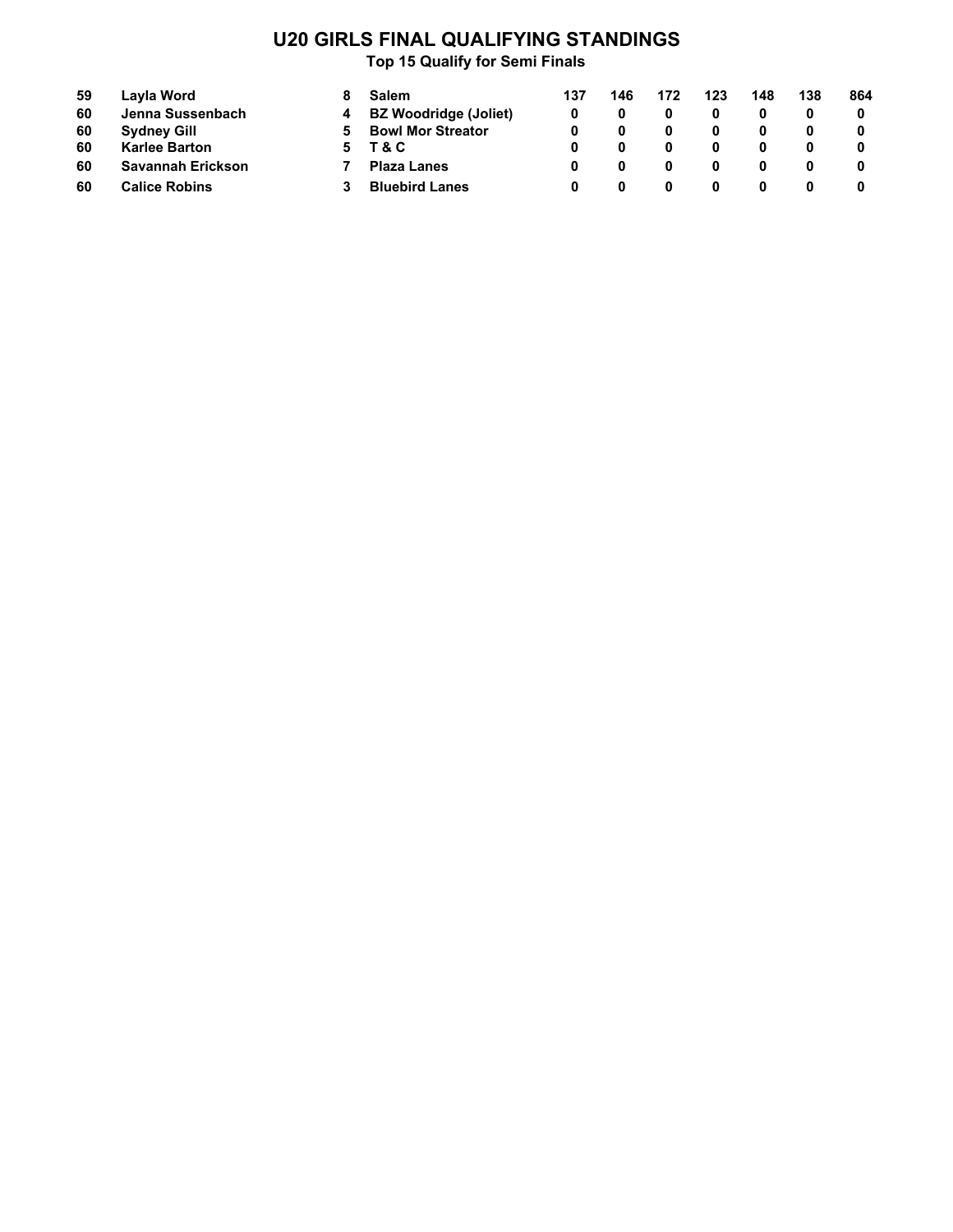# U20 GIRLS FINAL QUALIFYING STANDINGS

### Top 15 Qualify for Semi Finals

| | | | | | | | | | | |
|---|---|---|---|---|---|---|---|---|---|---|
| 59 | Layla Word | 8 | Salem | 137 | 146 | 172 | 123 | 148 | 138 | 864 |
| 60 | Jenna Sussenbach | 4 | BZ Woodridge (Joliet) | 0 | 0 | 0 | 0 | 0 | 0 | 0 |
| 60 | Sydney Gill | 5 | Bowl Mor Streator | 0 | 0 | 0 | 0 | 0 | 0 | 0 |
| 60 | Karlee Barton | 5 | T & C | 0 | 0 | 0 | 0 | 0 | 0 | 0 |
| 60 | Savannah Erickson | 7 | Plaza Lanes | 0 | 0 | 0 | 0 | 0 | 0 | 0 |
| 60 | Calice Robins | 3 | Bluebird Lanes | 0 | 0 | 0 | 0 | 0 | 0 | 0 |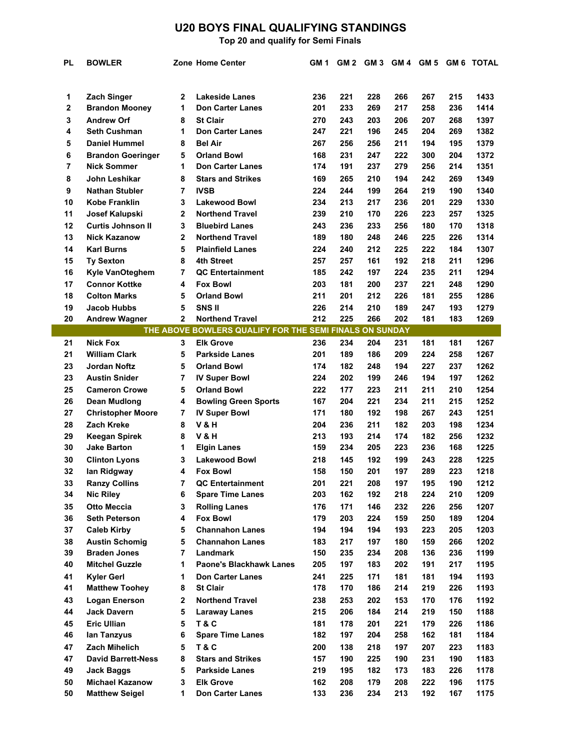# U20 BOYS FINAL QUALIFYING STANDINGS

**Top 20 and qualify for Semi Finals**

| PL | BOWLER | Zone | Home Center | GM 1 | GM 2 | GM 3 | GM 4 | GM 5 | GM 6 | TOTAL |
|---|---|---|---|---|---|---|---|---|---|---|
| 1 | Zach Singer | 2 | Lakeside Lanes | 236 | 221 | 228 | 266 | 267 | 215 | 1433 |
| 2 | Brandon Mooney | 1 | Don Carter Lanes | 201 | 233 | 269 | 217 | 258 | 236 | 1414 |
| 3 | Andrew Orf | 8 | St Clair | 270 | 243 | 203 | 206 | 207 | 268 | 1397 |
| 4 | Seth Cushman | 1 | Don Carter Lanes | 247 | 221 | 196 | 245 | 204 | 269 | 1382 |
| 5 | Daniel Hummel | 8 | Bel Air | 267 | 256 | 256 | 211 | 194 | 195 | 1379 |
| 6 | Brandon Goeringer | 5 | Orland Bowl | 168 | 231 | 247 | 222 | 300 | 204 | 1372 |
| 7 | Nick Sommer | 1 | Don Carter Lanes | 174 | 191 | 237 | 279 | 256 | 214 | 1351 |
| 8 | John Leshikar | 8 | Stars and Strikes | 169 | 265 | 210 | 194 | 242 | 269 | 1349 |
| 9 | Nathan Stubler | 7 | IVSB | 224 | 244 | 199 | 264 | 219 | 190 | 1340 |
| 10 | Kobe Franklin | 3 | Lakewood Bowl | 234 | 213 | 217 | 236 | 201 | 229 | 1330 |
| 11 | Josef Kalupski | 2 | Northend Travel | 239 | 210 | 170 | 226 | 223 | 257 | 1325 |
| 12 | Curtis Johnson II | 3 | Bluebird Lanes | 243 | 236 | 233 | 256 | 180 | 170 | 1318 |
| 13 | Nick Kazanow | 2 | Northend Travel | 189 | 180 | 248 | 246 | 225 | 226 | 1314 |
| 14 | Karl Burns | 5 | Plainfield Lanes | 224 | 240 | 212 | 225 | 222 | 184 | 1307 |
| 15 | Ty Sexton | 8 | 4th Street | 257 | 257 | 161 | 192 | 218 | 211 | 1296 |
| 16 | Kyle VanOteghem | 7 | QC Entertainment | 185 | 242 | 197 | 224 | 235 | 211 | 1294 |
| 17 | Connor Kottke | 4 | Fox Bowl | 203 | 181 | 200 | 237 | 221 | 248 | 1290 |
| 18 | Colton Marks | 5 | Orland Bowl | 211 | 201 | 212 | 226 | 181 | 255 | 1286 |
| 19 | Jacob Hubbs | 5 | SNS II | 226 | 214 | 210 | 189 | 247 | 193 | 1279 |
| 20 | Andrew Wagner | 2 | Northend Travel | 212 | 225 | 266 | 202 | 181 | 183 | 1269 |
| | THE ABOVE BOWLERS QUALIFY FOR THE SEMI FINALS ON SUNDAY | | | | | | | | | |
| 21 | Nick Fox | 3 | Elk Grove | 236 | 234 | 204 | 231 | 181 | 181 | 1267 |
| 21 | William Clark | 5 | Parkside Lanes | 201 | 189 | 186 | 209 | 224 | 258 | 1267 |
| 23 | Jordan Noftz | 5 | Orland Bowl | 174 | 182 | 248 | 194 | 227 | 237 | 1262 |
| 23 | Austin Snider | 7 | IV Super Bowl | 224 | 202 | 199 | 246 | 194 | 197 | 1262 |
| 25 | Cameron Crowe | 5 | Orland Bowl | 222 | 177 | 223 | 211 | 211 | 210 | 1254 |
| 26 | Dean Mudlong | 4 | Bowling Green Sports | 167 | 204 | 221 | 234 | 211 | 215 | 1252 |
| 27 | Christopher Moore | 7 | IV Super Bowl | 171 | 180 | 192 | 198 | 267 | 243 | 1251 |
| 28 | Zach Kreke | 8 | V & H | 204 | 236 | 211 | 182 | 203 | 198 | 1234 |
| 29 | Keegan Spirek | 8 | V & H | 213 | 193 | 214 | 174 | 182 | 256 | 1232 |
| 30 | Jake Barton | 1 | Elgin Lanes | 159 | 234 | 205 | 223 | 236 | 168 | 1225 |
| 30 | Clinton Lyons | 3 | Lakewood Bowl | 218 | 145 | 192 | 199 | 243 | 228 | 1225 |
| 32 | Ian Ridgway | 4 | Fox Bowl | 158 | 150 | 201 | 197 | 289 | 223 | 1218 |
| 33 | Ranzy Collins | 7 | QC Entertainment | 201 | 221 | 208 | 197 | 195 | 190 | 1212 |
| 34 | Nic Riley | 6 | Spare Time Lanes | 203 | 162 | 192 | 218 | 224 | 210 | 1209 |
| 35 | Otto Meccia | 3 | Rolling Lanes | 176 | 171 | 146 | 232 | 226 | 256 | 1207 |
| 36 | Seth Peterson | 4 | Fox Bowl | 179 | 203 | 224 | 159 | 250 | 189 | 1204 |
| 37 | Caleb Kirby | 5 | Channahon Lanes | 194 | 194 | 194 | 193 | 223 | 205 | 1203 |
| 38 | Austin Schomig | 5 | Channahon Lanes | 183 | 217 | 197 | 180 | 159 | 266 | 1202 |
| 39 | Braden Jones | 7 | Landmark | 150 | 235 | 234 | 208 | 136 | 236 | 1199 |
| 40 | Mitchel Guzzle | 1 | Paone's Blackhawk Lanes | 205 | 197 | 183 | 202 | 191 | 217 | 1195 |
| 41 | Kyler Gerl | 1 | Don Carter Lanes | 241 | 225 | 171 | 181 | 181 | 194 | 1193 |
| 41 | Matthew Toohey | 8 | St Clair | 178 | 170 | 186 | 214 | 219 | 226 | 1193 |
| 43 | Logan Enerson | 2 | Northend Travel | 238 | 253 | 202 | 153 | 170 | 176 | 1192 |
| 44 | Jack Davern | 5 | Laraway Lanes | 215 | 206 | 184 | 214 | 219 | 150 | 1188 |
| 45 | Eric Ullian | 5 | T & C | 181 | 178 | 201 | 221 | 179 | 226 | 1186 |
| 46 | Ian Tanzyus | 6 | Spare Time Lanes | 182 | 197 | 204 | 258 | 162 | 181 | 1184 |
| 47 | Zach Mihelich | 5 | T & C | 200 | 138 | 218 | 197 | 207 | 223 | 1183 |
| 47 | David Barrett-Ness | 8 | Stars and Strikes | 157 | 190 | 225 | 190 | 231 | 190 | 1183 |
| 49 | Jack Baggs | 5 | Parkside Lanes | 219 | 195 | 182 | 173 | 183 | 226 | 1178 |
| 50 | Michael Kazanow | 3 | Elk Grove | 162 | 208 | 179 | 208 | 222 | 196 | 1175 |
| 50 | Matthew Seigel | 1 | Don Carter Lanes | 133 | 236 | 234 | 213 | 192 | 167 | 1175 |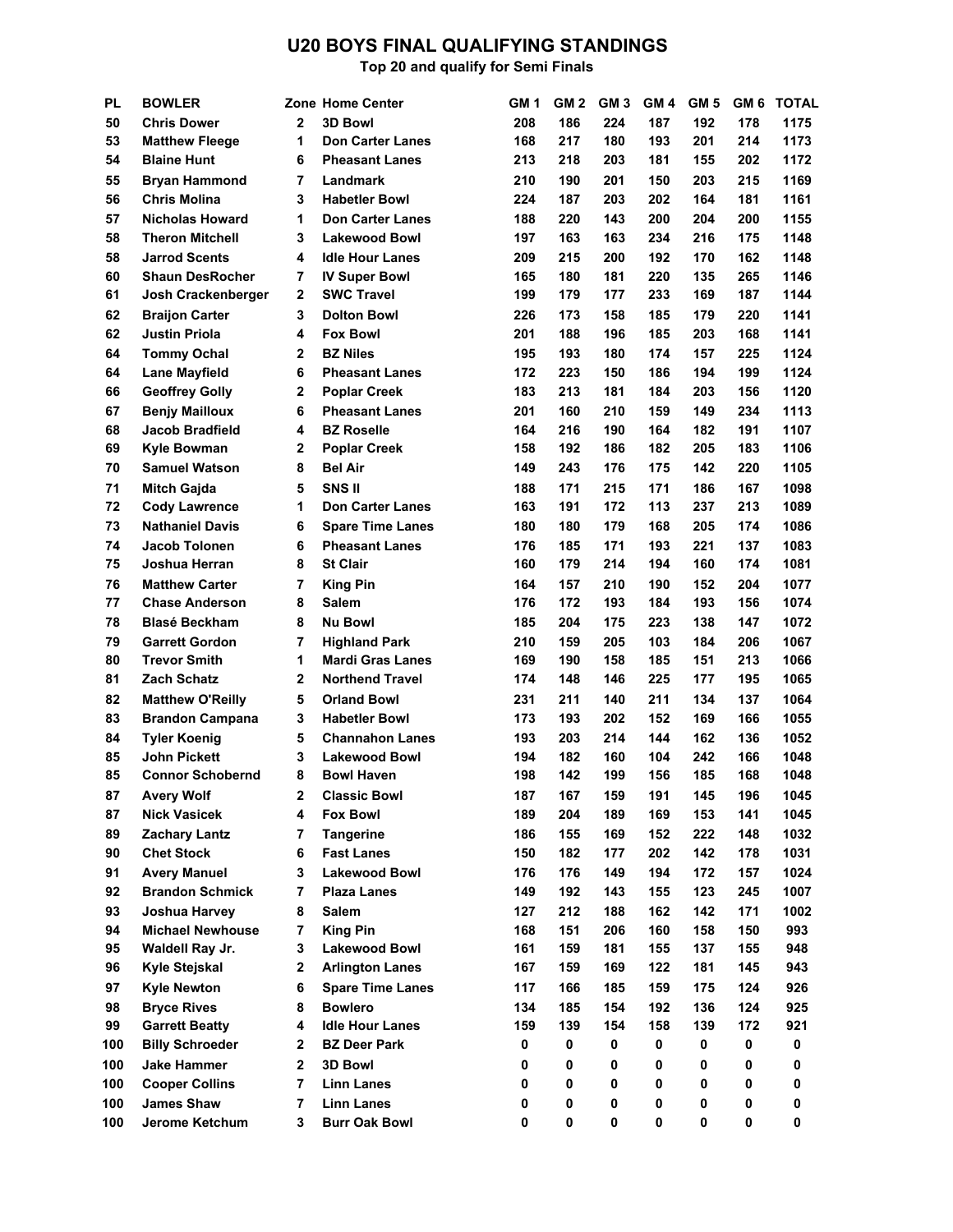# U20 BOYS FINAL QUALIFYING STANDINGS

**Top 20 and qualify for Semi Finals**

| PL | BOWLER | Zone | Home Center | GM 1 | GM 2 | GM 3 | GM 4 | GM 5 | GM 6 | TOTAL |
|---|---|---|---|---|---|---|---|---|---|---|
| 50 | Chris Dower | 2 | 3D Bowl | 208 | 186 | 224 | 187 | 192 | 178 | 1175 |
| 53 | Matthew Fleege | 1 | Don Carter Lanes | 168 | 217 | 180 | 193 | 201 | 214 | 1173 |
| 54 | Blaine Hunt | 6 | Pheasant Lanes | 213 | 218 | 203 | 181 | 155 | 202 | 1172 |
| 55 | Bryan Hammond | 7 | Landmark | 210 | 190 | 201 | 150 | 203 | 215 | 1169 |
| 56 | Chris Molina | 3 | Habetler Bowl | 224 | 187 | 203 | 202 | 164 | 181 | 1161 |
| 57 | Nicholas Howard | 1 | Don Carter Lanes | 188 | 220 | 143 | 200 | 204 | 200 | 1155 |
| 58 | Theron Mitchell | 3 | Lakewood Bowl | 197 | 163 | 163 | 234 | 216 | 175 | 1148 |
| 58 | Jarrod Scents | 4 | Idle Hour Lanes | 209 | 215 | 200 | 192 | 170 | 162 | 1148 |
| 60 | Shaun DesRocher | 7 | IV Super Bowl | 165 | 180 | 181 | 220 | 135 | 265 | 1146 |
| 61 | Josh Crackenberger | 2 | SWC Travel | 199 | 179 | 177 | 233 | 169 | 187 | 1144 |
| 62 | Braijon Carter | 3 | Dolton Bowl | 226 | 173 | 158 | 185 | 179 | 220 | 1141 |
| 62 | Justin Priola | 4 | Fox Bowl | 201 | 188 | 196 | 185 | 203 | 168 | 1141 |
| 64 | Tommy Ochal | 2 | BZ Niles | 195 | 193 | 180 | 174 | 157 | 225 | 1124 |
| 64 | Lane Mayfield | 6 | Pheasant Lanes | 172 | 223 | 150 | 186 | 194 | 199 | 1124 |
| 66 | Geoffrey Golly | 2 | Poplar Creek | 183 | 213 | 181 | 184 | 203 | 156 | 1120 |
| 67 | Benjy Mailloux | 6 | Pheasant Lanes | 201 | 160 | 210 | 159 | 149 | 234 | 1113 |
| 68 | Jacob Bradfield | 4 | BZ Roselle | 164 | 216 | 190 | 164 | 182 | 191 | 1107 |
| 69 | Kyle Bowman | 2 | Poplar Creek | 158 | 192 | 186 | 182 | 205 | 183 | 1106 |
| 70 | Samuel Watson | 8 | Bel Air | 149 | 243 | 176 | 175 | 142 | 220 | 1105 |
| 71 | Mitch Gajda | 5 | SNS II | 188 | 171 | 215 | 171 | 186 | 167 | 1098 |
| 72 | Cody Lawrence | 1 | Don Carter Lanes | 163 | 191 | 172 | 113 | 237 | 213 | 1089 |
| 73 | Nathaniel Davis | 6 | Spare Time Lanes | 180 | 180 | 179 | 168 | 205 | 174 | 1086 |
| 74 | Jacob Tolonen | 6 | Pheasant Lanes | 176 | 185 | 171 | 193 | 221 | 137 | 1083 |
| 75 | Joshua Herran | 8 | St Clair | 160 | 179 | 214 | 194 | 160 | 174 | 1081 |
| 76 | Matthew Carter | 7 | King Pin | 164 | 157 | 210 | 190 | 152 | 204 | 1077 |
| 77 | Chase Anderson | 8 | Salem | 176 | 172 | 193 | 184 | 193 | 156 | 1074 |
| 78 | Blasé Beckham | 8 | Nu Bowl | 185 | 204 | 175 | 223 | 138 | 147 | 1072 |
| 79 | Garrett Gordon | 7 | Highland Park | 210 | 159 | 205 | 103 | 184 | 206 | 1067 |
| 80 | Trevor Smith | 1 | Mardi Gras Lanes | 169 | 190 | 158 | 185 | 151 | 213 | 1066 |
| 81 | Zach Schatz | 2 | Northend Travel | 174 | 148 | 146 | 225 | 177 | 195 | 1065 |
| 82 | Matthew O'Reilly | 5 | Orland Bowl | 231 | 211 | 140 | 211 | 134 | 137 | 1064 |
| 83 | Brandon Campana | 3 | Habetler Bowl | 173 | 193 | 202 | 152 | 169 | 166 | 1055 |
| 84 | Tyler Koenig | 5 | Channahon Lanes | 193 | 203 | 214 | 144 | 162 | 136 | 1052 |
| 85 | John Pickett | 3 | Lakewood Bowl | 194 | 182 | 160 | 104 | 242 | 166 | 1048 |
| 85 | Connor Schobernd | 8 | Bowl Haven | 198 | 142 | 199 | 156 | 185 | 168 | 1048 |
| 87 | Avery Wolf | 2 | Classic Bowl | 187 | 167 | 159 | 191 | 145 | 196 | 1045 |
| 87 | Nick Vasicek | 4 | Fox Bowl | 189 | 204 | 189 | 169 | 153 | 141 | 1045 |
| 89 | Zachary Lantz | 7 | Tangerine | 186 | 155 | 169 | 152 | 222 | 148 | 1032 |
| 90 | Chet Stock | 6 | Fast Lanes | 150 | 182 | 177 | 202 | 142 | 178 | 1031 |
| 91 | Avery Manuel | 3 | Lakewood Bowl | 176 | 176 | 149 | 194 | 172 | 157 | 1024 |
| 92 | Brandon Schmick | 7 | Plaza Lanes | 149 | 192 | 143 | 155 | 123 | 245 | 1007 |
| 93 | Joshua Harvey | 8 | Salem | 127 | 212 | 188 | 162 | 142 | 171 | 1002 |
| 94 | Michael Newhouse | 7 | King Pin | 168 | 151 | 206 | 160 | 158 | 150 | 993 |
| 95 | Waldell Ray Jr. | 3 | Lakewood Bowl | 161 | 159 | 181 | 155 | 137 | 155 | 948 |
| 96 | Kyle Stejskal | 2 | Arlington Lanes | 167 | 159 | 169 | 122 | 181 | 145 | 943 |
| 97 | Kyle Newton | 6 | Spare Time Lanes | 117 | 166 | 185 | 159 | 175 | 124 | 926 |
| 98 | Bryce Rives | 8 | Bowlero | 134 | 185 | 154 | 192 | 136 | 124 | 925 |
| 99 | Garrett Beatty | 4 | Idle Hour Lanes | 159 | 139 | 154 | 158 | 139 | 172 | 921 |
| 100 | Billy Schroeder | 2 | BZ Deer Park | 0 | 0 | 0 | 0 | 0 | 0 | 0 |
| 100 | Jake Hammer | 2 | 3D Bowl | 0 | 0 | 0 | 0 | 0 | 0 | 0 |
| 100 | Cooper Collins | 7 | Linn Lanes | 0 | 0 | 0 | 0 | 0 | 0 | 0 |
| 100 | James Shaw | 7 | Linn Lanes | 0 | 0 | 0 | 0 | 0 | 0 | 0 |
| 100 | Jerome Ketchum | 3 | Burr Oak Bowl | 0 | 0 | 0 | 0 | 0 | 0 | 0 |